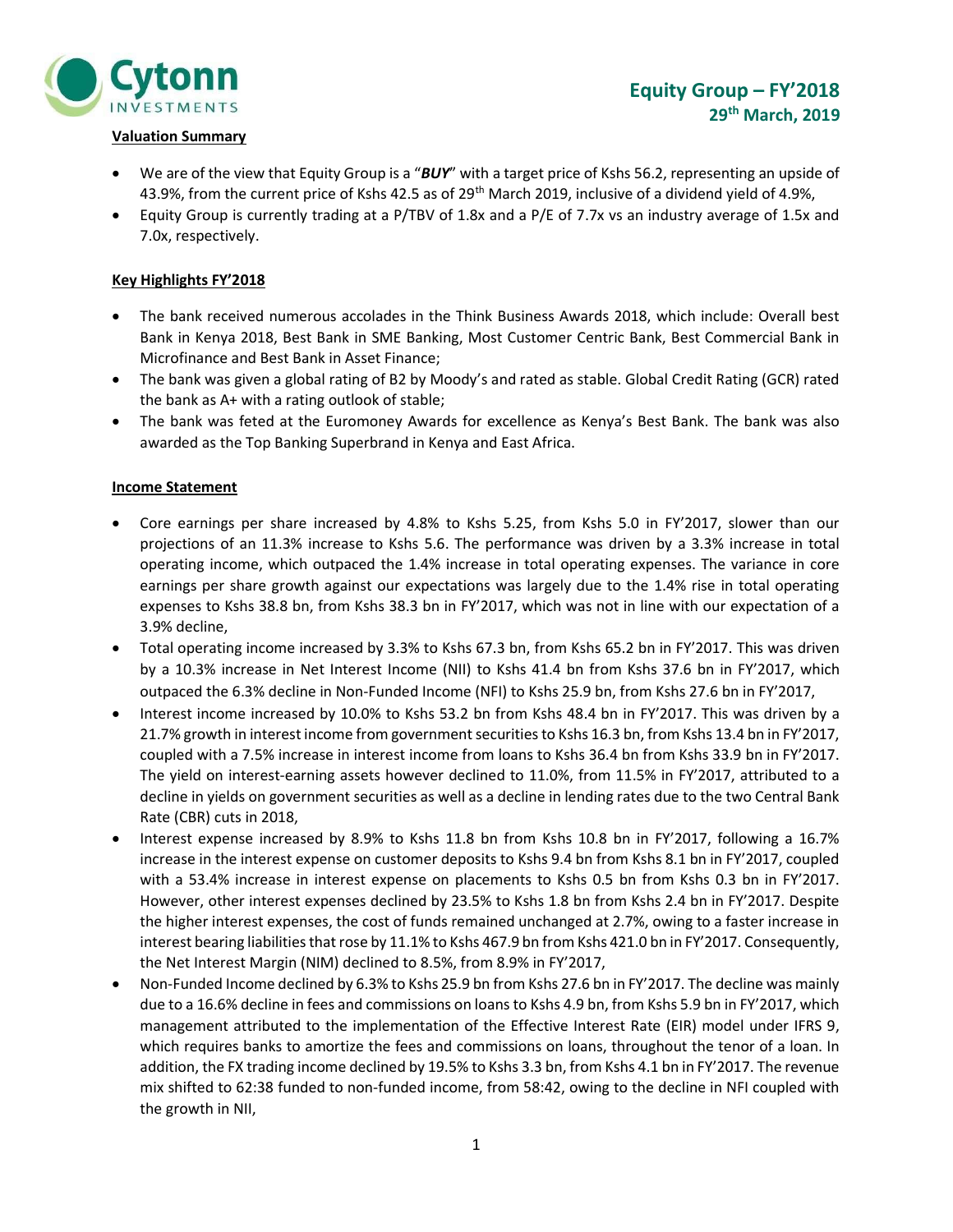# Equity Group – FY'2018
## 29th March, 2019

### Valuation Summary

- We are of the view that Equity Group is a "***BUY***" with a target price of Kshs 56.2, representing an upside of 43.9%, from the current price of Kshs 42.5 as of 29th March 2019, inclusive of a dividend yield of 4.9%,
- Equity Group is currently trading at a P/TBV of 1.8x and a P/E of 7.7x vs an industry average of 1.5x and 7.0x, respectively.

### Key Highlights FY'2018

- The bank received numerous accolades in the Think Business Awards 2018, which include: Overall best Bank in Kenya 2018, Best Bank in SME Banking, Most Customer Centric Bank, Best Commercial Bank in Microfinance and Best Bank in Asset Finance;
- The bank was given a global rating of B2 by Moody's and rated as stable. Global Credit Rating (GCR) rated the bank as A+ with a rating outlook of stable;
- The bank was feted at the Euromoney Awards for excellence as Kenya's Best Bank. The bank was also awarded as the Top Banking Superbrand in Kenya and East Africa.

### Income Statement

- Core earnings per share increased by 4.8% to Kshs 5.25, from Kshs 5.0 in FY'2017, slower than our projections of an 11.3% increase to Kshs 5.6. The performance was driven by a 3.3% increase in total operating income, which outpaced the 1.4% increase in total operating expenses. The variance in core earnings per share growth against our expectations was largely due to the 1.4% rise in total operating expenses to Kshs 38.8 bn, from Kshs 38.3 bn in FY'2017, which was not in line with our expectation of a 3.9% decline,
- Total operating income increased by 3.3% to Kshs 67.3 bn, from Kshs 65.2 bn in FY'2017. This was driven by a 10.3% increase in Net Interest Income (NII) to Kshs 41.4 bn from Kshs 37.6 bn in FY'2017, which outpaced the 6.3% decline in Non-Funded Income (NFI) to Kshs 25.9 bn, from Kshs 27.6 bn in FY'2017,
- Interest income increased by 10.0% to Kshs 53.2 bn from Kshs 48.4 bn in FY'2017. This was driven by a 21.7% growth in interest income from government securities to Kshs 16.3 bn, from Kshs 13.4 bn in FY'2017, coupled with a 7.5% increase in interest income from loans to Kshs 36.4 bn from Kshs 33.9 bn in FY'2017. The yield on interest-earning assets however declined to 11.0%, from 11.5% in FY'2017, attributed to a decline in yields on government securities as well as a decline in lending rates due to the two Central Bank Rate (CBR) cuts in 2018,
- Interest expense increased by 8.9% to Kshs 11.8 bn from Kshs 10.8 bn in FY'2017, following a 16.7% increase in the interest expense on customer deposits to Kshs 9.4 bn from Kshs 8.1 bn in FY'2017, coupled with a 53.4% increase in interest expense on placements to Kshs 0.5 bn from Kshs 0.3 bn in FY'2017. However, other interest expenses declined by 23.5% to Kshs 1.8 bn from Kshs 2.4 bn in FY'2017. Despite the higher interest expenses, the cost of funds remained unchanged at 2.7%, owing to a faster increase in interest bearing liabilities that rose by 11.1% to Kshs 467.9 bn from Kshs 421.0 bn in FY'2017. Consequently, the Net Interest Margin (NIM) declined to 8.5%, from 8.9% in FY'2017,
- Non-Funded Income declined by 6.3% to Kshs 25.9 bn from Kshs 27.6 bn in FY'2017. The decline was mainly due to a 16.6% decline in fees and commissions on loans to Kshs 4.9 bn, from Kshs 5.9 bn in FY'2017, which management attributed to the implementation of the Effective Interest Rate (EIR) model under IFRS 9, which requires banks to amortize the fees and commissions on loans, throughout the tenor of a loan. In addition, the FX trading income declined by 19.5% to Kshs 3.3 bn, from Kshs 4.1 bn in FY'2017. The revenue mix shifted to 62:38 funded to non-funded income, from 58:42, owing to the decline in NFI coupled with the growth in NII,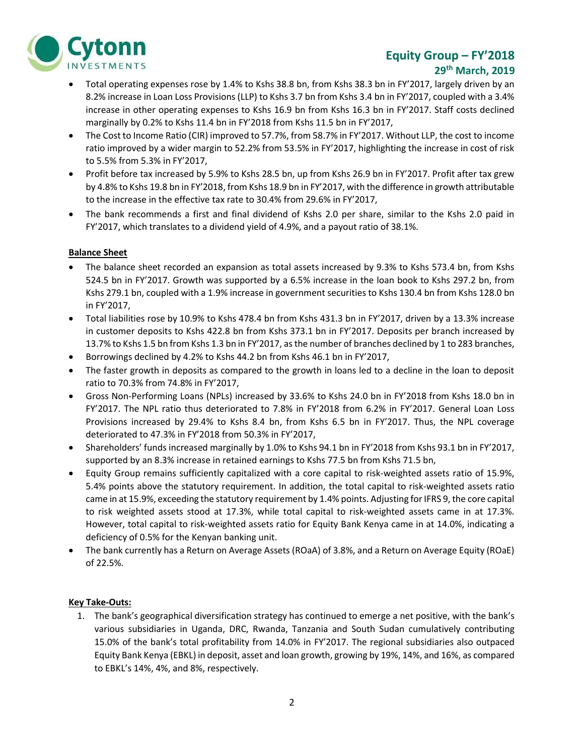- Total operating expenses rose by 1.4% to Kshs 38.8 bn, from Kshs 38.3 bn in FY'2017, largely driven by an 8.2% increase in Loan Loss Provisions (LLP) to Kshs 3.7 bn from Kshs 3.4 bn in FY'2017, coupled with a 3.4% increase in other operating expenses to Kshs 16.9 bn from Kshs 16.3 bn in FY'2017. Staff costs declined marginally by 0.2% to Kshs 11.4 bn in FY'2018 from Kshs 11.5 bn in FY'2017,
- The Cost to Income Ratio (CIR) improved to 57.7%, from 58.7% in FY'2017. Without LLP, the cost to income ratio improved by a wider margin to 52.2% from 53.5% in FY'2017, highlighting the increase in cost of risk to 5.5% from 5.3% in FY'2017,
- Profit before tax increased by 5.9% to Kshs 28.5 bn, up from Kshs 26.9 bn in FY'2017. Profit after tax grew by 4.8% to Kshs 19.8 bn in FY'2018, from Kshs 18.9 bn in FY'2017, with the difference in growth attributable to the increase in the effective tax rate to 30.4% from 29.6% in FY'2017,
- The bank recommends a first and final dividend of Kshs 2.0 per share, similar to the Kshs 2.0 paid in FY'2017, which translates to a dividend yield of 4.9%, and a payout ratio of 38.1%.

**Balance Sheet**

- The balance sheet recorded an expansion as total assets increased by 9.3% to Kshs 573.4 bn, from Kshs 524.5 bn in FY'2017. Growth was supported by a 6.5% increase in the loan book to Kshs 297.2 bn, from Kshs 279.1 bn, coupled with a 1.9% increase in government securities to Kshs 130.4 bn from Kshs 128.0 bn in FY'2017,
- Total liabilities rose by 10.9% to Kshs 478.4 bn from Kshs 431.3 bn in FY'2017, driven by a 13.3% increase in customer deposits to Kshs 422.8 bn from Kshs 373.1 bn in FY'2017. Deposits per branch increased by 13.7% to Kshs 1.5 bn from Kshs 1.3 bn in FY'2017, as the number of branches declined by 1 to 283 branches,
- Borrowings declined by 4.2% to Kshs 44.2 bn from Kshs 46.1 bn in FY'2017,
- The faster growth in deposits as compared to the growth in loans led to a decline in the loan to deposit ratio to 70.3% from 74.8% in FY'2017,
- Gross Non-Performing Loans (NPLs) increased by 33.6% to Kshs 24.0 bn in FY'2018 from Kshs 18.0 bn in FY'2017. The NPL ratio thus deteriorated to 7.8% in FY'2018 from 6.2% in FY'2017. General Loan Loss Provisions increased by 29.4% to Kshs 8.4 bn, from Kshs 6.5 bn in FY'2017. Thus, the NPL coverage deteriorated to 47.3% in FY'2018 from 50.3% in FY'2017,
- Shareholders' funds increased marginally by 1.0% to Kshs 94.1 bn in FY'2018 from Kshs 93.1 bn in FY'2017, supported by an 8.3% increase in retained earnings to Kshs 77.5 bn from Kshs 71.5 bn,
- Equity Group remains sufficiently capitalized with a core capital to risk-weighted assets ratio of 15.9%, 5.4% points above the statutory requirement. In addition, the total capital to risk-weighted assets ratio came in at 15.9%, exceeding the statutory requirement by 1.4% points. Adjusting for IFRS 9, the core capital to risk weighted assets stood at 17.3%, while total capital to risk-weighted assets came in at 17.3%. However, total capital to risk-weighted assets ratio for Equity Bank Kenya came in at 14.0%, indicating a deficiency of 0.5% for the Kenyan banking unit.
- The bank currently has a Return on Average Assets (ROaA) of 3.8%, and a Return on Average Equity (ROaE) of 22.5%.

**Key Take-Outs:**

1. The bank's geographical diversification strategy has continued to emerge a net positive, with the bank's various subsidiaries in Uganda, DRC, Rwanda, Tanzania and South Sudan cumulatively contributing 15.0% of the bank's total profitability from 14.0% in FY'2017. The regional subsidiaries also outpaced Equity Bank Kenya (EBKL) in deposit, asset and loan growth, growing by 19%, 14%, and 16%, as compared to EBKL's 14%, 4%, and 8%, respectively.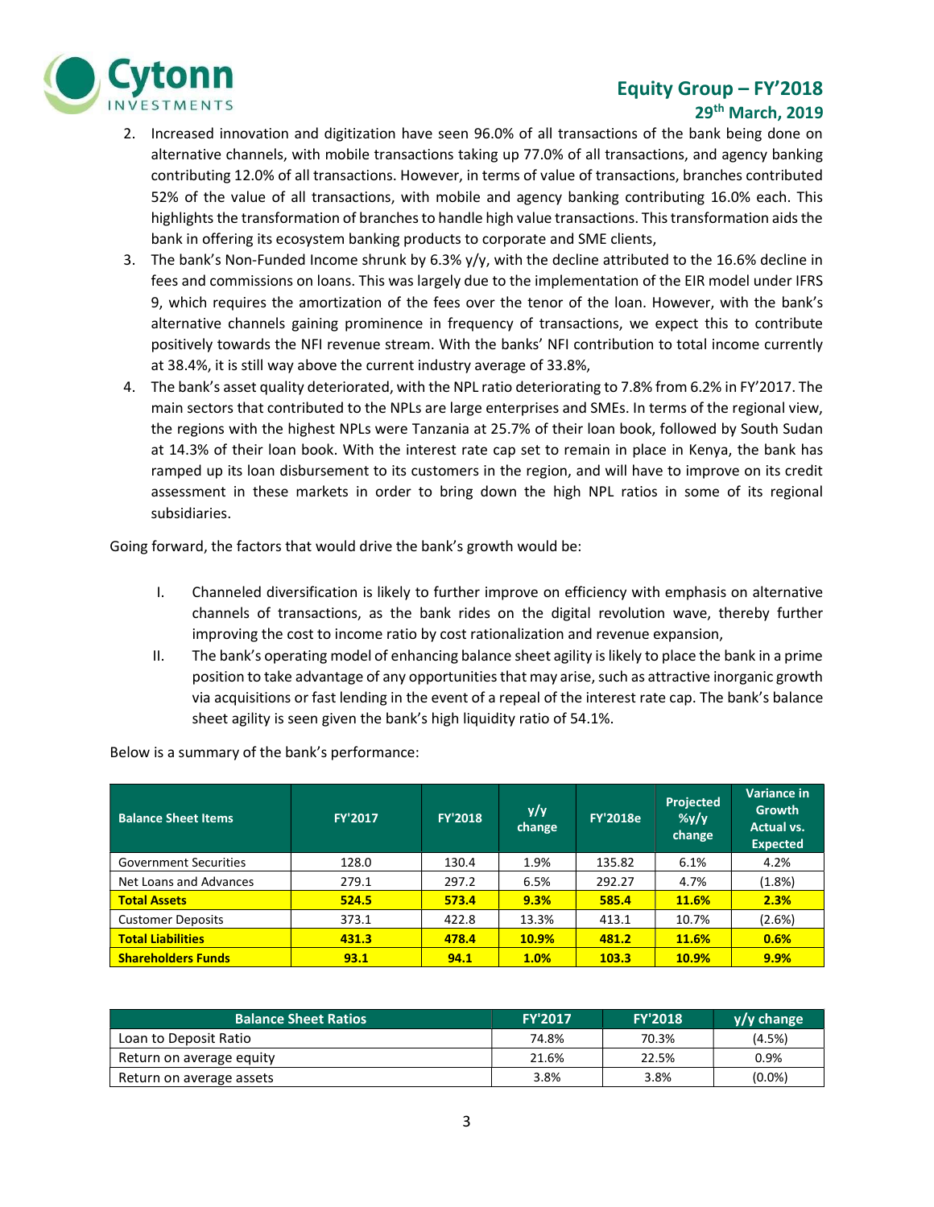2. Increased innovation and digitization have seen 96.0% of all transactions of the bank being done on alternative channels, with mobile transactions taking up 77.0% of all transactions, and agency banking contributing 12.0% of all transactions. However, in terms of value of transactions, branches contributed 52% of the value of all transactions, with mobile and agency banking contributing 16.0% each. This highlights the transformation of branches to handle high value transactions. This transformation aids the bank in offering its ecosystem banking products to corporate and SME clients,
3. The bank's Non-Funded Income shrunk by 6.3% y/y, with the decline attributed to the 16.6% decline in fees and commissions on loans. This was largely due to the implementation of the EIR model under IFRS 9, which requires the amortization of the fees over the tenor of the loan. However, with the bank's alternative channels gaining prominence in frequency of transactions, we expect this to contribute positively towards the NFI revenue stream. With the banks' NFI contribution to total income currently at 38.4%, it is still way above the current industry average of 33.8%,
4. The bank's asset quality deteriorated, with the NPL ratio deteriorating to 7.8% from 6.2% in FY'2017. The main sectors that contributed to the NPLs are large enterprises and SMEs. In terms of the regional view, the regions with the highest NPLs were Tanzania at 25.7% of their loan book, followed by South Sudan at 14.3% of their loan book. With the interest rate cap set to remain in place in Kenya, the bank has ramped up its loan disbursement to its customers in the region, and will have to improve on its credit assessment in these markets in order to bring down the high NPL ratios in some of its regional subsidiaries.

Going forward, the factors that would drive the bank's growth would be:

I. Channeled diversification is likely to further improve on efficiency with emphasis on alternative channels of transactions, as the bank rides on the digital revolution wave, thereby further improving the cost to income ratio by cost rationalization and revenue expansion,
II. The bank's operating model of enhancing balance sheet agility is likely to place the bank in a prime position to take advantage of any opportunities that may arise, such as attractive inorganic growth via acquisitions or fast lending in the event of a repeal of the interest rate cap. The bank's balance sheet agility is seen given the bank's high liquidity ratio of 54.1%.

Below is a summary of the bank's performance:

| Balance Sheet Items | FY'2017 | FY'2018 | y/y change | FY'2018e | Projected %y/y change | Variance in Growth Actual vs. Expected |
|---|---|---|---|---|---|---|
| Government Securities | 128.0 | 130.4 | 1.9% | 135.82 | 6.1% | 4.2% |
| Net Loans and Advances | 279.1 | 297.2 | 6.5% | 292.27 | 4.7% | (1.8%) |
| **Total Assets** | **524.5** | **573.4** | **9.3%** | **585.4** | **11.6%** | **2.3%** |
| Customer Deposits | 373.1 | 422.8 | 13.3% | 413.1 | 10.7% | (2.6%) |
| **Total Liabilities** | **431.3** | **478.4** | **10.9%** | **481.2** | **11.6%** | **0.6%** |
| **Shareholders Funds** | **93.1** | **94.1** | **1.0%** | **103.3** | **10.9%** | **9.9%** |

| Balance Sheet Ratios | FY'2017 | FY'2018 | y/y change |
|---|---|---|---|
| Loan to Deposit Ratio | 74.8% | 70.3% | (4.5%) |
| Return on average equity | 21.6% | 22.5% | 0.9% |
| Return on average assets | 3.8% | 3.8% | (0.0%) |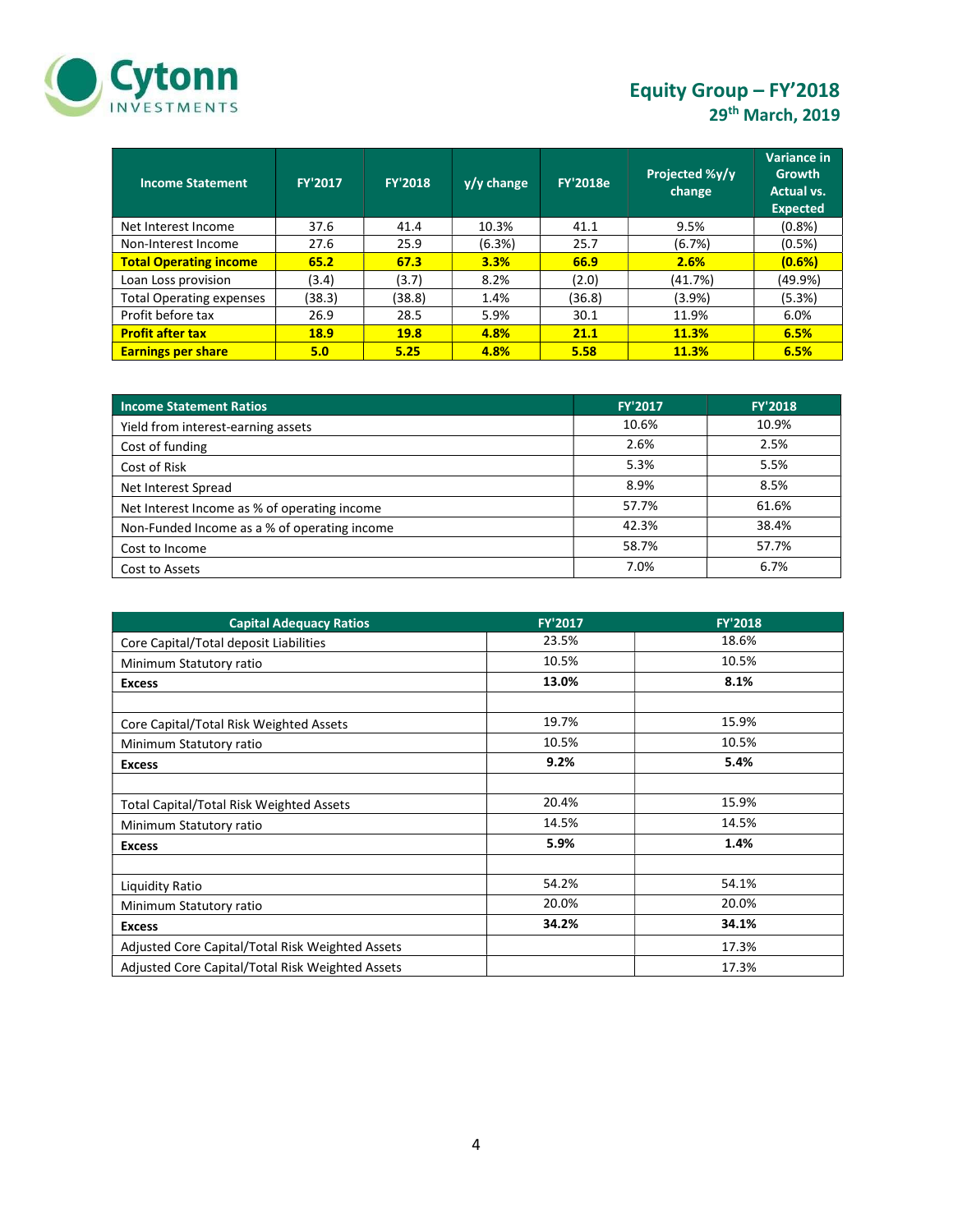# Equity Group – FY’2018

**29th March, 2019**

| Income Statement | FY'2017 | FY'2018 | y/y change | FY'2018e | Projected %y/y change | Variance in Growth Actual vs. Expected |
|---|---|---|---|---|---|---|
| Net Interest Income | 37.6 | 41.4 | 10.3% | 41.1 | 9.5% | (0.8%) |
| Non-Interest Income | 27.6 | 25.9 | (6.3%) | 25.7 | (6.7%) | (0.5%) |
| **Total Operating income** | **65.2** | **67.3** | **3.3%** | **66.9** | **2.6%** | **(0.6%)** |
| Loan Loss provision | (3.4) | (3.7) | 8.2% | (2.0) | (41.7%) | (49.9%) |
| Total Operating expenses | (38.3) | (38.8) | 1.4% | (36.8) | (3.9%) | (5.3%) |
| Profit before tax | 26.9 | 28.5 | 5.9% | 30.1 | 11.9% | 6.0% |
| **Profit after tax** | **18.9** | **19.8** | **4.8%** | **21.1** | **11.3%** | **6.5%** |
| **Earnings per share** | **5.0** | **5.25** | **4.8%** | **5.58** | **11.3%** | **6.5%** |

| Income Statement Ratios | FY'2017 | FY'2018 |
|---|---|---|
| Yield from interest-earning assets | 10.6% | 10.9% |
| Cost of funding | 2.6% | 2.5% |
| Cost of Risk | 5.3% | 5.5% |
| Net Interest Spread | 8.9% | 8.5% |
| Net Interest Income as % of operating income | 57.7% | 61.6% |
| Non-Funded Income as a % of operating income | 42.3% | 38.4% |
| Cost to Income | 58.7% | 57.7% |
| Cost to Assets | 7.0% | 6.7% |

| Capital Adequacy Ratios | FY'2017 | FY'2018 |
|---|---|---|
| Core Capital/Total deposit Liabilities | 23.5% | 18.6% |
| Minimum Statutory ratio | 10.5% | 10.5% |
| **Excess** | **13.0%** | **8.1%** |
| | | |
| Core Capital/Total Risk Weighted Assets | 19.7% | 15.9% |
| Minimum Statutory ratio | 10.5% | 10.5% |
| **Excess** | **9.2%** | **5.4%** |
| | | |
| Total Capital/Total Risk Weighted Assets | 20.4% | 15.9% |
| Minimum Statutory ratio | 14.5% | 14.5% |
| **Excess** | **5.9%** | **1.4%** |
| | | |
| Liquidity Ratio | 54.2% | 54.1% |
| Minimum Statutory ratio | 20.0% | 20.0% |
| **Excess** | **34.2%** | **34.1%** |
| Adjusted Core Capital/Total Risk Weighted Assets | | 17.3% |
| Adjusted Core Capital/Total Risk Weighted Assets | | 17.3% |